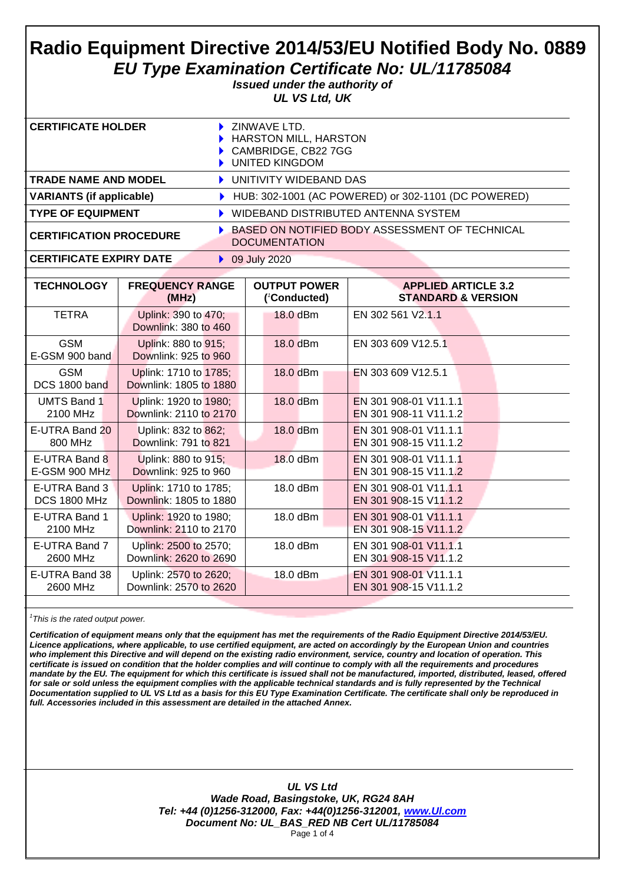# Radio Equipment Directive 2014/53/EU Notified Body No. 0889

## *EU Type Examination Certificate No: UL/11785084*

***Issued under the authority of UL VS Ltd, UK***

| | |
|---|---|
| **CERTIFICATE HOLDER** | ZINWAVE LTD.<br>HARSTON MILL, HARSTON<br>CAMBRIDGE, CB22 7GG<br>UNITED KINGDOM |
| **TRADE NAME AND MODEL** | UNITIVITY WIDEBAND DAS |
| **VARIANTS (if applicable)** | HUB: 302-1001 (AC POWERED) or 302-1101 (DC POWERED) |
| **TYPE OF EQUIPMENT** | WIDEBAND DISTRIBUTED ANTENNA SYSTEM |
| **CERTIFICATION PROCEDURE** | BASED ON NOTIFIED BODY ASSESSMENT OF TECHNICAL DOCUMENTATION |
| **CERTIFICATE EXPIRY DATE** | 09 July 2020 |

| TECHNOLOGY | FREQUENCY RANGE (MHz) | OUTPUT POWER ([1]Conducted) | APPLIED ARTICLE 3.2 STANDARD & VERSION |
|---|---|---|---|
| TETRA | Uplink: 390 to 470; Downlink: 380 to 460 | 18.0 dBm | EN 302 561 V2.1.1 |
| GSM E-GSM 900 band | Uplink: 880 to 915; Downlink: 925 to 960 | 18.0 dBm | EN 303 609 V12.5.1 |
| GSM DCS 1800 band | Uplink: 1710 to 1785; Downlink: 1805 to 1880 | 18.0 dBm | EN 303 609 V12.5.1 |
| UMTS Band 1 2100 MHz | Uplink: 1920 to 1980; Downlink: 2110 to 2170 | 18.0 dBm | EN 301 908-01 V11.1.1<br>EN 301 908-11 V11.1.2 |
| E-UTRA Band 20 800 MHz | Uplink: 832 to 862; Downlink: 791 to 821 | 18.0 dBm | EN 301 908-01 V11.1.1<br>EN 301 908-15 V11.1.2 |
| E-UTRA Band 8 E-GSM 900 MHz | Uplink: 880 to 915; Downlink: 925 to 960 | 18.0 dBm | EN 301 908-01 V11.1.1<br>EN 301 908-15 V11.1.2 |
| E-UTRA Band 3 DCS 1800 MHz | Uplink: 1710 to 1785; Downlink: 1805 to 1880 | 18.0 dBm | EN 301 908-01 V11.1.1<br>EN 301 908-15 V11.1.2 |
| E-UTRA Band 1 2100 MHz | Uplink: 1920 to 1980; Downlink: 2110 to 2170 | 18.0 dBm | EN 301 908-01 V11.1.1<br>EN 301 908-15 V11.1.2 |
| E-UTRA Band 7 2600 MHz | Uplink: 2500 to 2570; Downlink: 2620 to 2690 | 18.0 dBm | EN 301 908-01 V11.1.1<br>EN 301 908-15 V11.1.2 |
| E-UTRA Band 38 2600 MHz | Uplink: 2570 to 2620; Downlink: 2570 to 2620 | 18.0 dBm | EN 301 908-01 V11.1.1<br>EN 301 908-15 V11.1.2 |

*[1]This is the rated output power.*

***Certification of equipment means only that the equipment has met the requirements of the Radio Equipment Directive 2014/53/EU. Licence applications, where applicable, to use certified equipment, are acted on accordingly by the European Union and countries who implement this Directive and will depend on the existing radio environment, service, country and location of operation. This certificate is issued on condition that the holder complies and will continue to comply with all the requirements and procedures mandate by the EU. The equipment for which this certificate is issued shall not be manufactured, imported, distributed, leased, offered for sale or sold unless the equipment complies with the applicable technical standards and is fully represented by the Technical Documentation supplied to UL VS Ltd as a basis for this EU Type Examination Certificate. The certificate shall only be reproduced in full. Accessories included in this assessment are detailed in the attached Annex.***

***UL VS Ltd***
***Wade Road, Basingstoke, UK, RG24 8AH***
***Tel: +44 (0)1256-312000, Fax: +44(0)1256-312001, www.Ul.com***
***Document No: UL_BAS_RED NB Cert UL/11785084***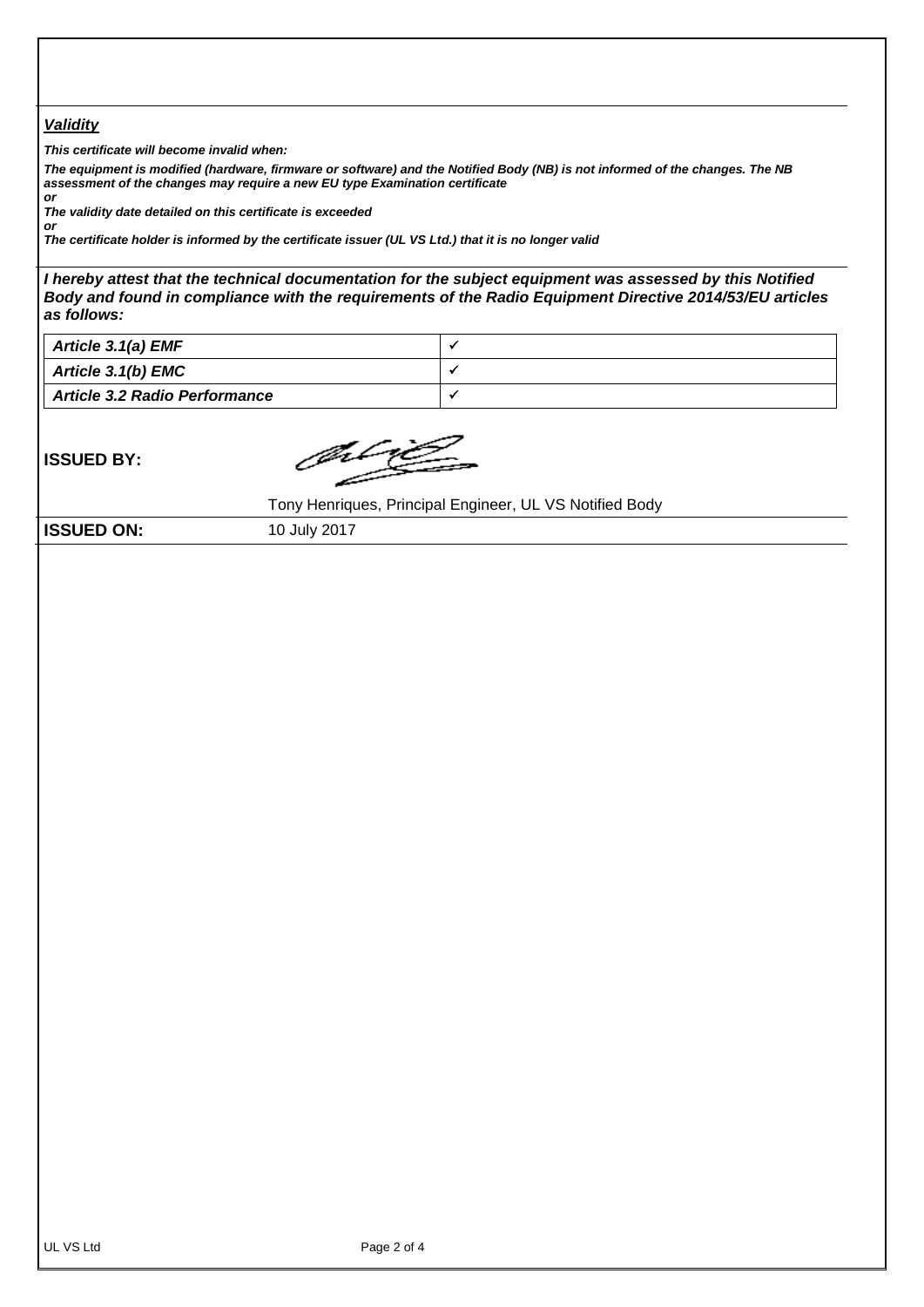***Validity***

***This certificate will become invalid when:***

***The equipment is modified (hardware, firmware or software) and the Notified Body (NB) is not informed of the changes. The NB assessment of the changes may require a new EU type Examination certificate***

***or***

***The validity date detailed on this certificate is exceeded***

***or***

***The certificate holder is informed by the certificate issuer (UL VS Ltd.) that it is no longer valid***

***I hereby attest that the technical documentation for the subject equipment was assessed by this Notified Body and found in compliance with the requirements of the Radio Equipment Directive 2014/53/EU articles as follows:***

| | |
|---|---|
| ***Article 3.1(a) EMF*** | ✓ |
| ***Article 3.1(b) EMC*** | ✓ |
| ***Article 3.2 Radio Performance*** | ✓ |

**ISSUED BY:**

Tony Henriques, Principal Engineer, UL VS Notified Body

**ISSUED ON:** 10 July 2017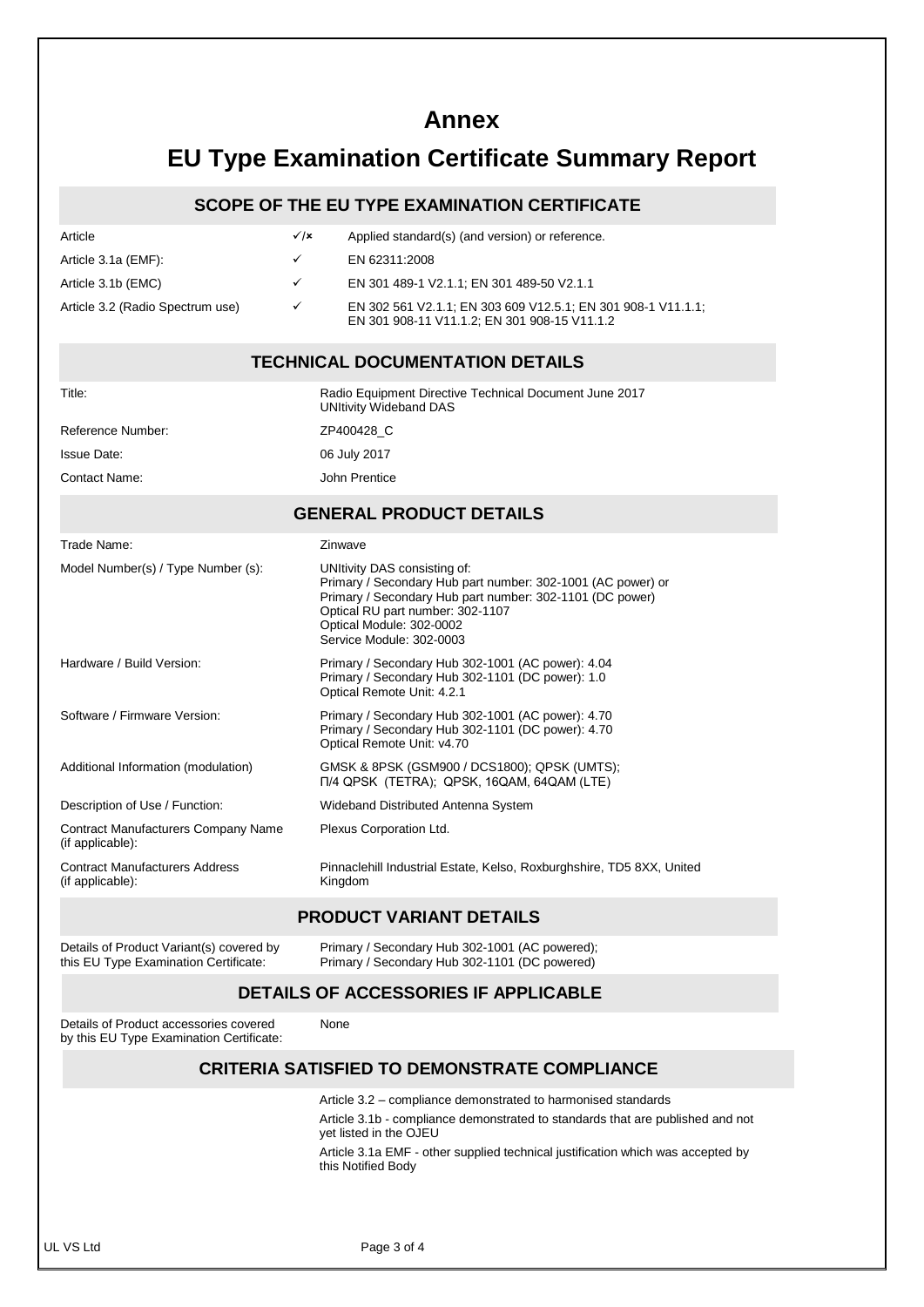# Annex

# EU Type Examination Certificate Summary Report

## SCOPE OF THE EU TYPE EXAMINATION CERTIFICATE

| Article | ✓/✗ | Applied standard(s) (and version) or reference. |
|---|---|---|
| Article 3.1a (EMF): | ✓ | EN 62311:2008 |
| Article 3.1b (EMC) | ✓ | EN 301 489-1 V2.1.1; EN 301 489-50 V2.1.1 |
| Article 3.2 (Radio Spectrum use) | ✓ | EN 302 561 V2.1.1; EN 303 609 V12.5.1; EN 301 908-1 V11.1.1; EN 301 908-11 V11.1.2; EN 301 908-15 V11.1.2 |

## TECHNICAL DOCUMENTATION DETAILS

| | |
|---|---|
| Title: | Radio Equipment Directive Technical Document June 2017<br>UNItivity Wideband DAS |
| Reference Number: | ZP400428_C |
| Issue Date: | 06 July 2017 |
| Contact Name: | John Prentice |

## GENERAL PRODUCT DETAILS

| | |
|---|---|
| Trade Name: | Zinwave |
| Model Number(s) / Type Number (s): | UNItivity DAS consisting of:<br>Primary / Secondary Hub part number: 302-1001 (AC power) or<br>Primary / Secondary Hub part number: 302-1101 (DC power)<br>Optical RU part number: 302-1107<br>Optical Module: 302-0002<br>Service Module: 302-0003 |
| Hardware / Build Version: | Primary / Secondary Hub 302-1001 (AC power): 4.04<br>Primary / Secondary Hub 302-1101 (DC power): 1.0<br>Optical Remote Unit: 4.2.1 |
| Software / Firmware Version: | Primary / Secondary Hub 302-1001 (AC power): 4.70<br>Primary / Secondary Hub 302-1101 (DC power): 4.70<br>Optical Remote Unit: v4.70 |
| Additional Information (modulation) | GMSK & 8PSK (GSM900 / DCS1800); QPSK (UMTS);<br>Π/4 QPSK (TETRA); QPSK, 16QAM, 64QAM (LTE) |
| Description of Use / Function: | Wideband Distributed Antenna System |
| Contract Manufacturers Company Name (if applicable): | Plexus Corporation Ltd. |
| Contract Manufacturers Address (if applicable): | Pinnaclehill Industrial Estate, Kelso, Roxburghshire, TD5 8XX, United Kingdom |

## PRODUCT VARIANT DETAILS

| | |
|---|---|
| Details of Product Variant(s) covered by this EU Type Examination Certificate: | Primary / Secondary Hub 302-1001 (AC powered);<br>Primary / Secondary Hub 302-1101 (DC powered) |

## DETAILS OF ACCESSORIES IF APPLICABLE

| | |
|---|---|
| Details of Product accessories covered by this EU Type Examination Certificate: | None |

## CRITERIA SATISFIED TO DEMONSTRATE COMPLIANCE

Article 3.2 – compliance demonstrated to harmonised standards

Article 3.1b - compliance demonstrated to standards that are published and not yet listed in the OJEU

Article 3.1a EMF - other supplied technical justification which was accepted by this Notified Body

UL VS Ltd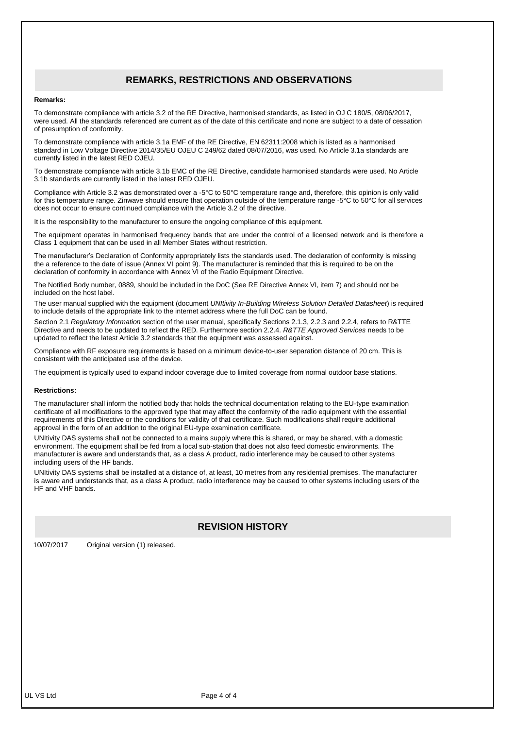## REMARKS, RESTRICTIONS AND OBSERVATIONS

**Remarks:**

To demonstrate compliance with article 3.2 of the RE Directive, harmonised standards, as listed in OJ C 180/5, 08/06/2017, were used. All the standards referenced are current as of the date of this certificate and none are subject to a date of cessation of presumption of conformity.

To demonstrate compliance with article 3.1a EMF of the RE Directive, EN 62311:2008 which is listed as a harmonised standard in Low Voltage Directive 2014/35/EU OJEU C 249/62 dated 08/07/2016, was used. No Article 3.1a standards are currently listed in the latest RED OJEU.

To demonstrate compliance with article 3.1b EMC of the RE Directive, candidate harmonised standards were used. No Article 3.1b standards are currently listed in the latest RED OJEU.

Compliance with Article 3.2 was demonstrated over a -5°C to 50°C temperature range and, therefore, this opinion is only valid for this temperature range. Zinwave should ensure that operation outside of the temperature range -5°C to 50°C for all services does not occur to ensure continued compliance with the Article 3.2 of the directive.

It is the responsibility to the manufacturer to ensure the ongoing compliance of this equipment.

The equipment operates in harmonised frequency bands that are under the control of a licensed network and is therefore a Class 1 equipment that can be used in all Member States without restriction.

The manufacturer's Declaration of Conformity appropriately lists the standards used. The declaration of conformity is missing the a reference to the date of issue (Annex VI point 9). The manufacturer is reminded that this is required to be on the declaration of conformity in accordance with Annex VI of the Radio Equipment Directive.

The Notified Body number, 0889, should be included in the DoC (See RE Directive Annex VI, item 7) and should not be included on the host label.

The user manual supplied with the equipment (document *UNItivity In-Building Wireless Solution Detailed Datasheet*) is required to include details of the appropriate link to the internet address where the full DoC can be found.

Section 2.1 *Regulatory Information* section of the user manual, specifically Sections 2.1.3, 2.2.3 and 2.2.4, refers to R&TTE Directive and needs to be updated to reflect the RED. Furthermore section 2.2.4. *R&TTE Approved Services* needs to be updated to reflect the latest Article 3.2 standards that the equipment was assessed against.

Compliance with RF exposure requirements is based on a minimum device-to-user separation distance of 20 cm. This is consistent with the anticipated use of the device.

The equipment is typically used to expand indoor coverage due to limited coverage from normal outdoor base stations.

**Restrictions:**

The manufacturer shall inform the notified body that holds the technical documentation relating to the EU-type examination certificate of all modifications to the approved type that may affect the conformity of the radio equipment with the essential requirements of this Directive or the conditions for validity of that certificate. Such modifications shall require additional approval in the form of an addition to the original EU-type examination certificate.

UNItivity DAS systems shall not be connected to a mains supply where this is shared, or may be shared, with a domestic environment. The equipment shall be fed from a local sub-station that does not also feed domestic environments. The manufacturer is aware and understands that, as a class A product, radio interference may be caused to other systems including users of the HF bands.

UNItivity DAS systems shall be installed at a distance of, at least, 10 metres from any residential premises. The manufacturer is aware and understands that, as a class A product, radio interference may be caused to other systems including users of the HF and VHF bands.

## REVISION HISTORY

10/07/2017 Original version (1) released.